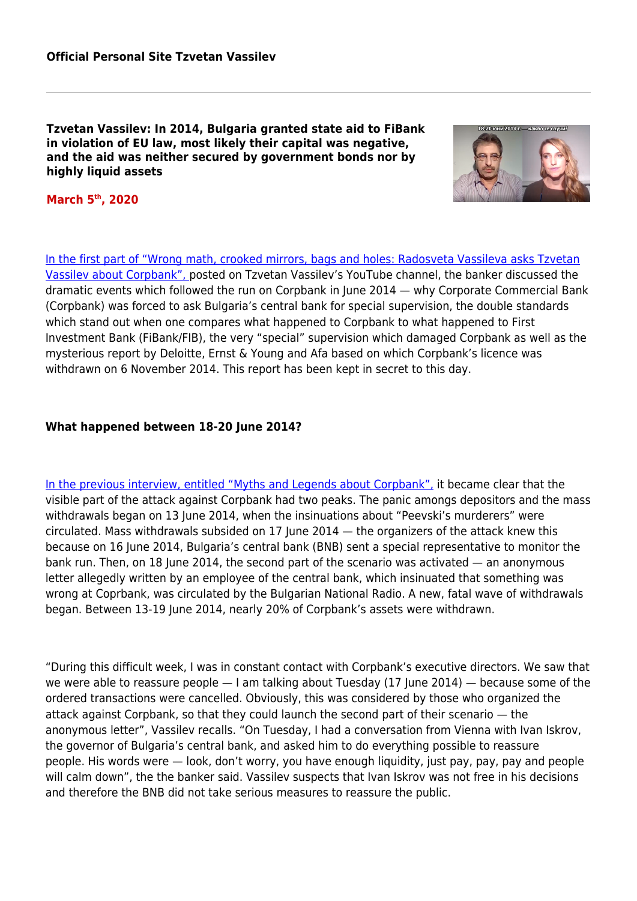**Official Personal Site Tzvetan Vassilev**

# Tzvetan Vassilev: In 2014, Bulgaria granted state aid to FiBank in violation of EU law, most likely their capital was negative, and the aid was neither secured by government bonds nor by highly liquid assets

**March 5th, 2020**

In the first part of "Wrong math, crooked mirrors, bags and holes: Radosveta Vassileva asks Tzvetan Vassilev about Corpbank", posted on Tzvetan Vassilev's YouTube channel, the banker discussed the dramatic events which followed the run on Corpbank in June 2014 — why Corporate Commercial Bank (Corpbank) was forced to ask Bulgaria's central bank for special supervision, the double standards which stand out when one compares what happened to Corpbank to what happened to First Investment Bank (FiBank/FIB), the very "special" supervision which damaged Corpbank as well as the mysterious report by Deloitte, Ernst & Young and Afa based on which Corpbank's licence was withdrawn on 6 November 2014. This report has been kept in secret to this day.

## What happened between 18-20 June 2014?

In the previous interview, entitled "Myths and Legends about Corpbank", it became clear that the visible part of the attack against Corpbank had two peaks. The panic amongs depositors and the mass withdrawals began on 13 June 2014, when the insinuations about "Peevski's murderers" were circulated. Mass withdrawals subsided on 17 June 2014 — the organizers of the attack knew this because on 16 June 2014, Bulgaria's central bank (BNB) sent a special representative to monitor the bank run. Then, on 18 June 2014, the second part of the scenario was activated — an anonymous letter allegedly written by an employee of the central bank, which insinuated that something was wrong at Coprbank, was circulated by the Bulgarian National Radio. A new, fatal wave of withdrawals began. Between 13-19 June 2014, nearly 20% of Corpbank's assets were withdrawn.

"During this difficult week, I was in constant contact with Corpbank's executive directors. We saw that we were able to reassure people — I am talking about Tuesday (17 June 2014) — because some of the ordered transactions were cancelled. Obviously, this was considered by those who organized the attack against Corpbank, so that they could launch the second part of their scenario — the anonymous letter", Vassilev recalls. "On Tuesday, I had a conversation from Vienna with Ivan Iskrov, the governor of Bulgaria's central bank, and asked him to do everything possible to reassure people. His words were — look, don't worry, you have enough liquidity, just pay, pay, pay and people will calm down", the the banker said. Vassilev suspects that Ivan Iskrov was not free in his decisions and therefore the BNB did not take serious measures to reassure the public.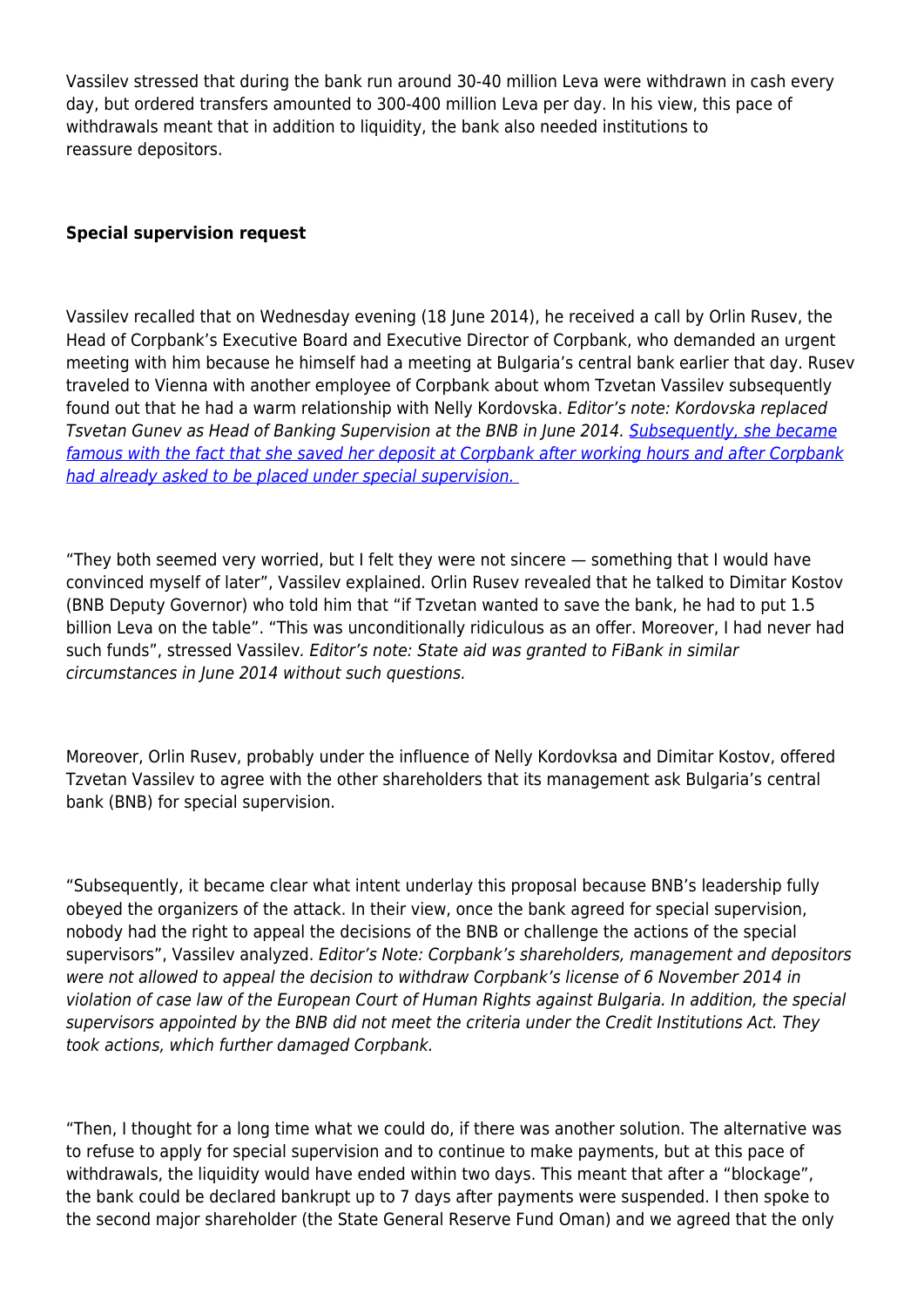Vassilev stressed that during the bank run around 30-40 million Leva were withdrawn in cash every day, but ordered transfers amounted to 300-400 million Leva per day. In his view, this pace of withdrawals meant that in addition to liquidity, the bank also needed institutions to reassure depositors.

**Special supervision request**

Vassilev recalled that on Wednesday evening (18 June 2014), he received a call by Orlin Rusev, the Head of Corpbank's Executive Board and Executive Director of Corpbank, who demanded an urgent meeting with him because he himself had a meeting at Bulgaria's central bank earlier that day. Rusev traveled to Vienna with another employee of Corpbank about whom Tzvetan Vassilev subsequently found out that he had a warm relationship with Nelly Kordovska. *Editor's note: Kordovska replaced Tsvetan Gunev as Head of Banking Supervision at the BNB in June 2014. Subsequently, she became famous with the fact that she saved her deposit at Corpbank after working hours and after Corpbank had already asked to be placed under special supervision.*

"They both seemed very worried, but I felt they were not sincere — something that I would have convinced myself of later", Vassilev explained. Orlin Rusev revealed that he talked to Dimitar Kostov (BNB Deputy Governor) who told him that "if Tzvetan wanted to save the bank, he had to put 1.5 billion Leva on the table". "This was unconditionally ridiculous as an offer. Moreover, I had never had such funds", stressed Vassilev. *Editor's note: State aid was granted to FiBank in similar circumstances in June 2014 without such questions.*

Moreover, Orlin Rusev, probably under the influence of Nelly Kordovksa and Dimitar Kostov, offered Tzvetan Vassilev to agree with the other shareholders that its management ask Bulgaria's central bank (BNB) for special supervision.

"Subsequently, it became clear what intent underlay this proposal because BNB's leadership fully obeyed the organizers of the attack. In their view, once the bank agreed for special supervision, nobody had the right to appeal the decisions of the BNB or challenge the actions of the special supervisors", Vassilev analyzed. *Editor's Note: Corpbank's shareholders, management and depositors were not allowed to appeal the decision to withdraw Corpbank's license of 6 November 2014 in violation of case law of the European Court of Human Rights against Bulgaria. In addition, the special supervisors appointed by the BNB did not meet the criteria under the Credit Institutions Act. They took actions, which further damaged Corpbank.*

"Then, I thought for a long time what we could do, if there was another solution. The alternative was to refuse to apply for special supervision and to continue to make payments, but at this pace of withdrawals, the liquidity would have ended within two days. This meant that after a "blockage", the bank could be declared bankrupt up to 7 days after payments were suspended. I then spoke to the second major shareholder (the State General Reserve Fund Oman) and we agreed that the only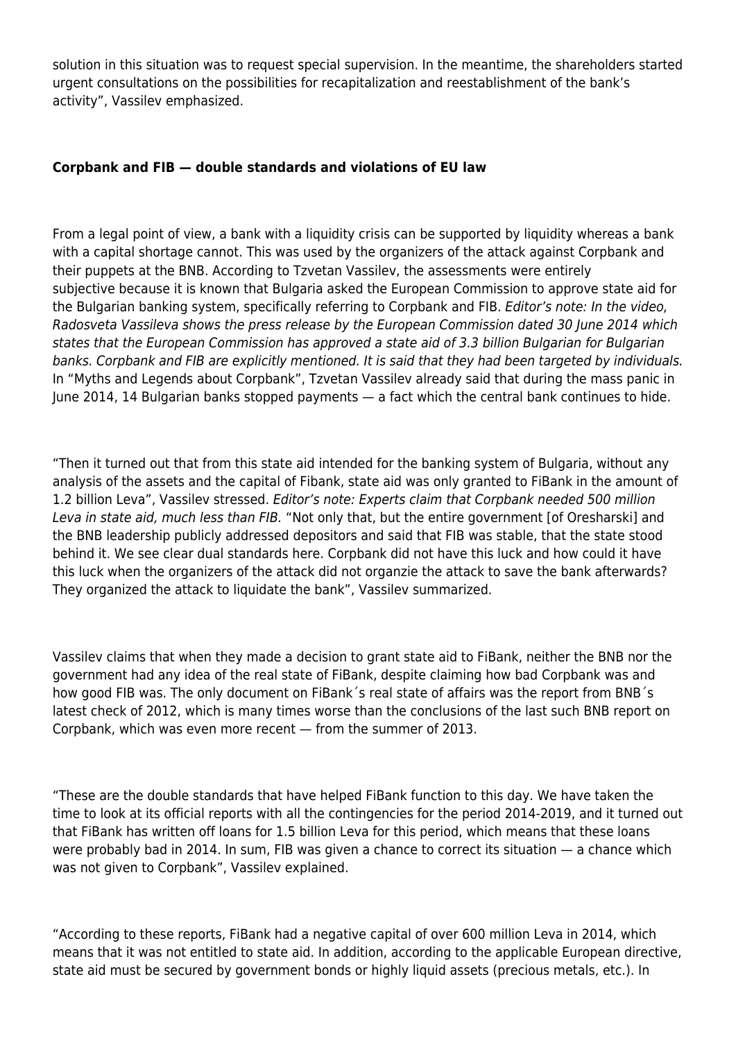solution in this situation was to request special supervision. In the meantime, the shareholders started urgent consultations on the possibilities for recapitalization and reestablishment of the bank's activity", Vassilev emphasized.

**Corpbank and FIB — double standards and violations of EU law**

From a legal point of view, a bank with a liquidity crisis can be supported by liquidity whereas a bank with a capital shortage cannot. This was used by the organizers of the attack against Corpbank and their puppets at the BNB. According to Tzvetan Vassilev, the assessments were entirely subjective because it is known that Bulgaria asked the European Commission to approve state aid for the Bulgarian banking system, specifically referring to Corpbank and FIB. *Editor's note: In the video, Radosveta Vassileva shows the press release by the European Commission dated 30 June 2014 which states that the European Commission has approved a state aid of 3.3 billion Bulgarian for Bulgarian banks. Corpbank and FIB are explicitly mentioned. It is said that they had been targeted by individuals.* In "Myths and Legends about Corpbank", Tzvetan Vassilev already said that during the mass panic in June 2014, 14 Bulgarian banks stopped payments — a fact which the central bank continues to hide.

"Then it turned out that from this state aid intended for the banking system of Bulgaria, without any analysis of the assets and the capital of Fibank, state aid was only granted to FiBank in the amount of 1.2 billion Leva", Vassilev stressed. *Editor's note: Experts claim that Corpbank needed 500 million Leva in state aid, much less than FIB.* "Not only that, but the entire government [of Oresharski] and the BNB leadership publicly addressed depositors and said that FIB was stable, that the state stood behind it. We see clear dual standards here. Corpbank did not have this luck and how could it have this luck when the organizers of the attack did not organzie the attack to save the bank afterwards? They organized the attack to liquidate the bank", Vassilev summarized.

Vassilev claims that when they made a decision to grant state aid to FiBank, neither the BNB nor the government had any idea of the real state of FiBank, despite claiming how bad Corpbank was and how good FIB was. The only document on FiBank´s real state of affairs was the report from BNB´s latest check of 2012, which is many times worse than the conclusions of the last such BNB report on Corpbank, which was even more recent — from the summer of 2013.

"These are the double standards that have helped FiBank function to this day. We have taken the time to look at its official reports with all the contingencies for the period 2014-2019, and it turned out that FiBank has written off loans for 1.5 billion Leva for this period, which means that these loans were probably bad in 2014. In sum, FIB was given a chance to correct its situation — a chance which was not given to Corpbank", Vassilev explained.

"According to these reports, FiBank had a negative capital of over 600 million Leva in 2014, which means that it was not entitled to state aid. In addition, according to the applicable European directive, state aid must be secured by government bonds or highly liquid assets (precious metals, etc.). In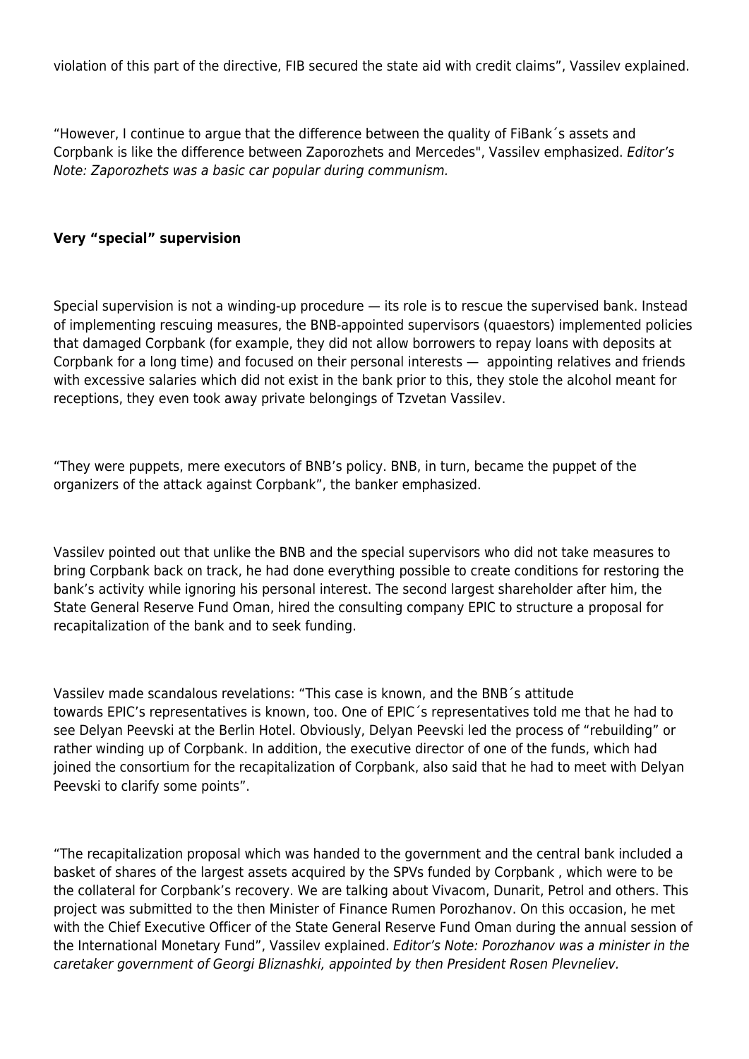violation of this part of the directive, FIB secured the state aid with credit claims", Vassilev explained.

"However, I continue to argue that the difference between the quality of FiBank´s assets and Corpbank is like the difference between Zaporozhets and Mercedes", Vassilev emphasized. *Editor's Note: Zaporozhets was a basic car popular during communism.*

**Very "special" supervision**

Special supervision is not a winding-up procedure — its role is to rescue the supervised bank. Instead of implementing rescuing measures, the BNB-appointed supervisors (quaestors) implemented policies that damaged Corpbank (for example, they did not allow borrowers to repay loans with deposits at Corpbank for a long time) and focused on their personal interests — appointing relatives and friends with excessive salaries which did not exist in the bank prior to this, they stole the alcohol meant for receptions, they even took away private belongings of Tzvetan Vassilev.

"They were puppets, mere executors of BNB's policy. BNB, in turn, became the puppet of the organizers of the attack against Corpbank", the banker emphasized.

Vassilev pointed out that unlike the BNB and the special supervisors who did not take measures to bring Corpbank back on track, he had done everything possible to create conditions for restoring the bank's activity while ignoring his personal interest. The second largest shareholder after him, the State General Reserve Fund Oman, hired the consulting company EPIC to structure a proposal for recapitalization of the bank and to seek funding.

Vassilev made scandalous revelations: "This case is known, and the BNB´s attitude towards EPIC's representatives is known, too. One of EPIC´s representatives told me that he had to see Delyan Peevski at the Berlin Hotel. Obviously, Delyan Peevski led the process of "rebuilding" or rather winding up of Corpbank. In addition, the executive director of one of the funds, which had joined the consortium for the recapitalization of Corpbank, also said that he had to meet with Delyan Peevski to clarify some points".

"The recapitalization proposal which was handed to the government and the central bank included a basket of shares of the largest assets acquired by the SPVs funded by Corpbank , which were to be the collateral for Corpbank's recovery. We are talking about Vivacom, Dunarit, Petrol and others. This project was submitted to the then Minister of Finance Rumen Porozhanov. On this occasion, he met with the Chief Executive Officer of the State General Reserve Fund Oman during the annual session of the International Monetary Fund", Vassilev explained. *Editor's Note: Porozhanov was a minister in the caretaker government of Georgi Bliznashki, appointed by then President Rosen Plevneliev.*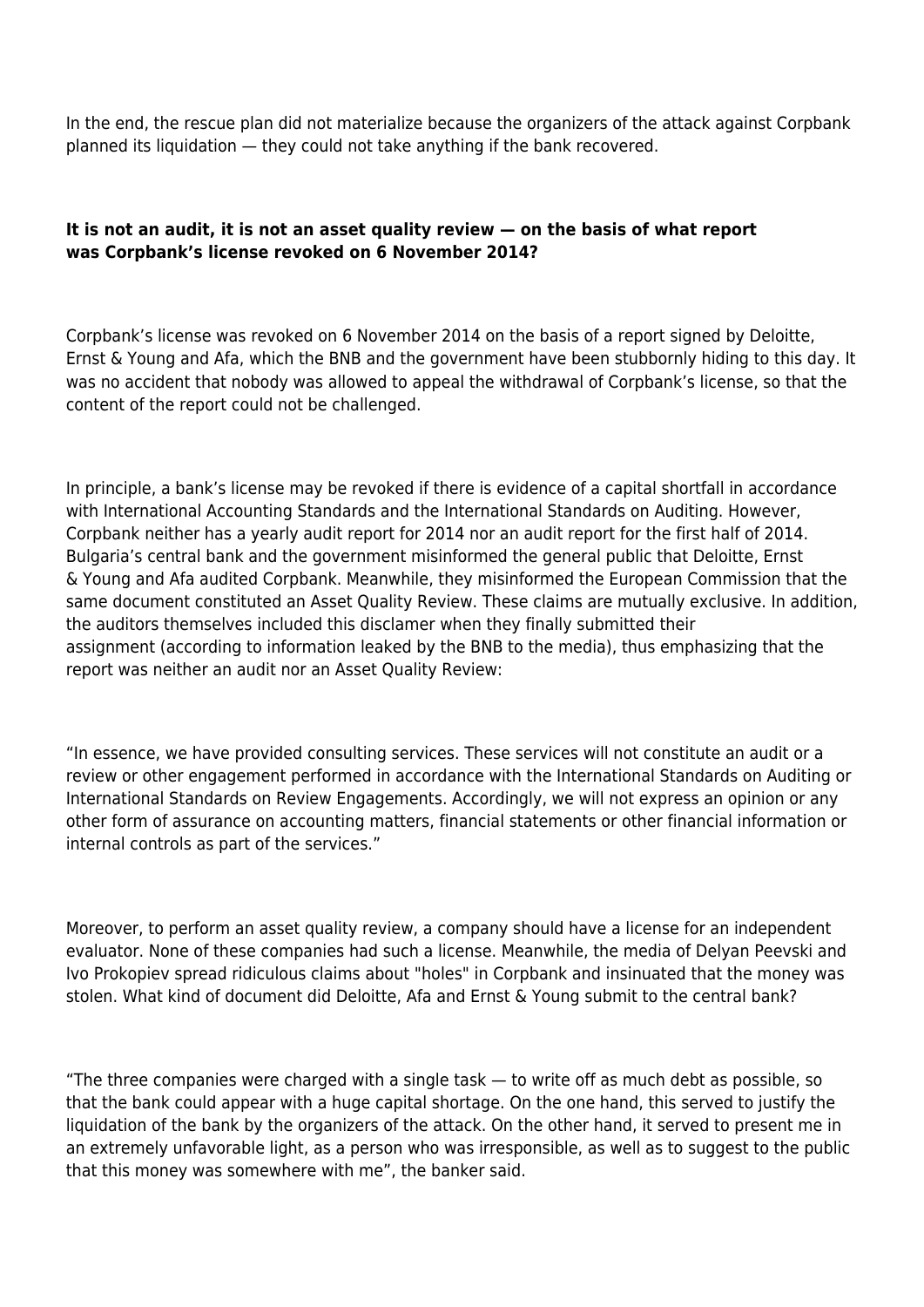In the end, the rescue plan did not materialize because the organizers of the attack against Corpbank planned its liquidation — they could not take anything if the bank recovered.

**It is not an audit, it is not an asset quality review — on the basis of what report was Corpbank's license revoked on 6 November 2014?**

Corpbank's license was revoked on 6 November 2014 on the basis of a report signed by Deloitte, Ernst & Young and Afa, which the BNB and the government have been stubbornly hiding to this day. It was no accident that nobody was allowed to appeal the withdrawal of Corpbank's license, so that the content of the report could not be challenged.

In principle, a bank's license may be revoked if there is evidence of a capital shortfall in accordance with International Accounting Standards and the International Standards on Auditing. However, Corpbank neither has a yearly audit report for 2014 nor an audit report for the first half of 2014. Bulgaria's central bank and the government misinformed the general public that Deloitte, Ernst & Young and Afa audited Corpbank. Meanwhile, they misinformed the European Commission that the same document constituted an Asset Quality Review. These claims are mutually exclusive. In addition, the auditors themselves included this disclamer when they finally submitted their assignment (according to information leaked by the BNB to the media), thus emphasizing that the report was neither an audit nor an Asset Quality Review:

"In essence, we have provided consulting services. These services will not constitute an audit or a review or other engagement performed in accordance with the International Standards on Auditing or International Standards on Review Engagements. Accordingly, we will not express an opinion or any other form of assurance on accounting matters, financial statements or other financial information or internal controls as part of the services."

Moreover, to perform an asset quality review, a company should have a license for an independent evaluator. None of these companies had such a license. Meanwhile, the media of Delyan Peevski and Ivo Prokopiev spread ridiculous claims about "holes" in Corpbank and insinuated that the money was stolen. What kind of document did Deloitte, Afa and Ernst & Young submit to the central bank?

"The three companies were charged with a single task — to write off as much debt as possible, so that the bank could appear with a huge capital shortage. On the one hand, this served to justify the liquidation of the bank by the organizers of the attack. On the other hand, it served to present me in an extremely unfavorable light, as a person who was irresponsible, as well as to suggest to the public that this money was somewhere with me", the banker said.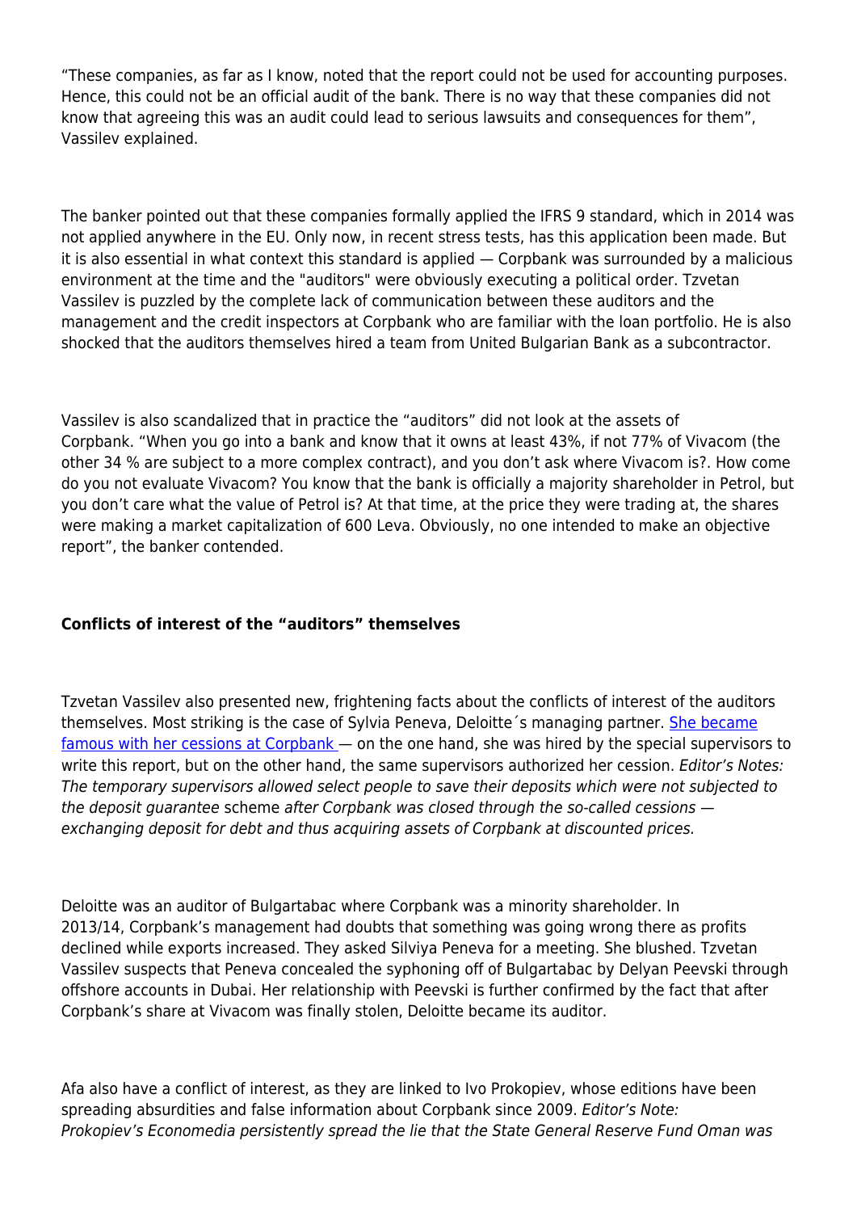“These companies, as far as I know, noted that the report could not be used for accounting purposes. Hence, this could not be an official audit of the bank. There is no way that these companies did not know that agreeing this was an audit could lead to serious lawsuits and consequences for them”, Vassilev explained.

The banker pointed out that these companies formally applied the IFRS 9 standard, which in 2014 was not applied anywhere in the EU. Only now, in recent stress tests, has this application been made. But it is also essential in what context this standard is applied — Corpbank was surrounded by a malicious environment at the time and the "auditors" were obviously executing a political order. Tzvetan Vassilev is puzzled by the complete lack of communication between these auditors and the management and the credit inspectors at Corpbank who are familiar with the loan portfolio. He is also shocked that the auditors themselves hired a team from United Bulgarian Bank as a subcontractor.

Vassilev is also scandalized that in practice the “auditors” did not look at the assets of Corpbank. “When you go into a bank and know that it owns at least 43%, if not 77% of Vivacom (the other 34 % are subject to a more complex contract), and you don’t ask where Vivacom is?. How come do you not evaluate Vivacom? You know that the bank is officially a majority shareholder in Petrol, but you don’t care what the value of Petrol is? At that time, at the price they were trading at, the shares were making a market capitalization of 600 Leva. Obviously, no one intended to make an objective report”, the banker contended.

**Conflicts of interest of the “auditors” themselves**

Tzvetan Vassilev also presented new, frightening facts about the conflicts of interest of the auditors themselves. Most striking is the case of Sylvia Peneva, Deloitte´s managing partner. She became famous with her cessions at Corpbank — on the one hand, she was hired by the special supervisors to write this report, but on the other hand, the same supervisors authorized her cession. *Editor’s Notes: The temporary supervisors allowed select people to save their deposits which were not subjected to the deposit guarantee* scheme *after Corpbank was closed through the so-called cessions — exchanging deposit for debt and thus acquiring assets of Corpbank at discounted prices.*

Deloitte was an auditor of Bulgartabac where Corpbank was a minority shareholder. In 2013/14, Corpbank’s management had doubts that something was going wrong there as profits declined while exports increased. They asked Silviya Peneva for a meeting. She blushed. Tzvetan Vassilev suspects that Peneva concealed the syphoning off of Bulgartabac by Delyan Peevski through offshore accounts in Dubai. Her relationship with Peevski is further confirmed by the fact that after Corpbank’s share at Vivacom was finally stolen, Deloitte became its auditor.

Afa also have a conflict of interest, as they are linked to Ivo Prokopiev, whose editions have been spreading absurdities and false information about Corpbank since 2009. *Editor’s Note: Prokopiev’s Economedia persistently spread the lie that the State General Reserve Fund Oman was*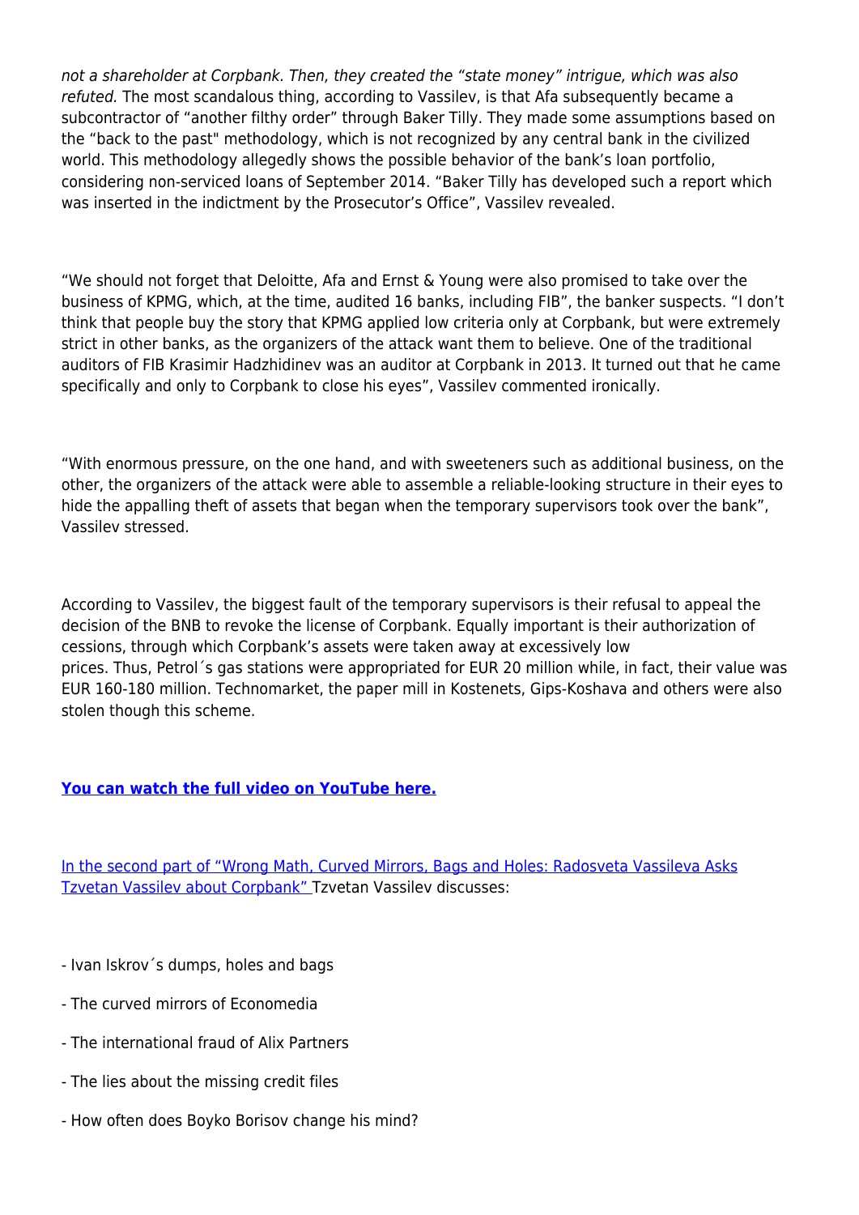*not a shareholder at Corpbank. Then, they created the "state money" intrigue, which was also refuted.* The most scandalous thing, according to Vassilev, is that Afa subsequently became a subcontractor of "another filthy order" through Baker Tilly. They made some assumptions based on the "back to the past" methodology, which is not recognized by any central bank in the civilized world. This methodology allegedly shows the possible behavior of the bank's loan portfolio, considering non-serviced loans of September 2014. "Baker Tilly has developed such a report which was inserted in the indictment by the Prosecutor's Office", Vassilev revealed.

"We should not forget that Deloitte, Afa and Ernst & Young were also promised to take over the business of KPMG, which, at the time, audited 16 banks, including FIB", the banker suspects. "I don't think that people buy the story that KPMG applied low criteria only at Corpbank, but were extremely strict in other banks, as the organizers of the attack want them to believe. One of the traditional auditors of FIB Krasimir Hadzhidinev was an auditor at Corpbank in 2013. It turned out that he came specifically and only to Corpbank to close his eyes", Vassilev commented ironically.

"With enormous pressure, on the one hand, and with sweeteners such as additional business, on the other, the organizers of the attack were able to assemble a reliable-looking structure in their eyes to hide the appalling theft of assets that began when the temporary supervisors took over the bank", Vassilev stressed.

According to Vassilev, the biggest fault of the temporary supervisors is their refusal to appeal the decision of the BNB to revoke the license of Corpbank. Equally important is their authorization of cessions, through which Corpbank's assets were taken away at excessively low prices. Thus, Petrol´s gas stations were appropriated for EUR 20 million while, in fact, their value was EUR 160-180 million. Technomarket, the paper mill in Kostenets, Gips-Koshava and others were also stolen though this scheme.

**You can watch the full video on YouTube here.**

In the second part of "Wrong Math, Curved Mirrors, Bags and Holes: Radosveta Vassileva Asks Tzvetan Vassilev about Corpbank" Tzvetan Vassilev discusses:

- Ivan Iskrov´s dumps, holes and bags
- The curved mirrors of Economedia
- The international fraud of Alix Partners
- The lies about the missing credit files
- How often does Boyko Borisov change his mind?